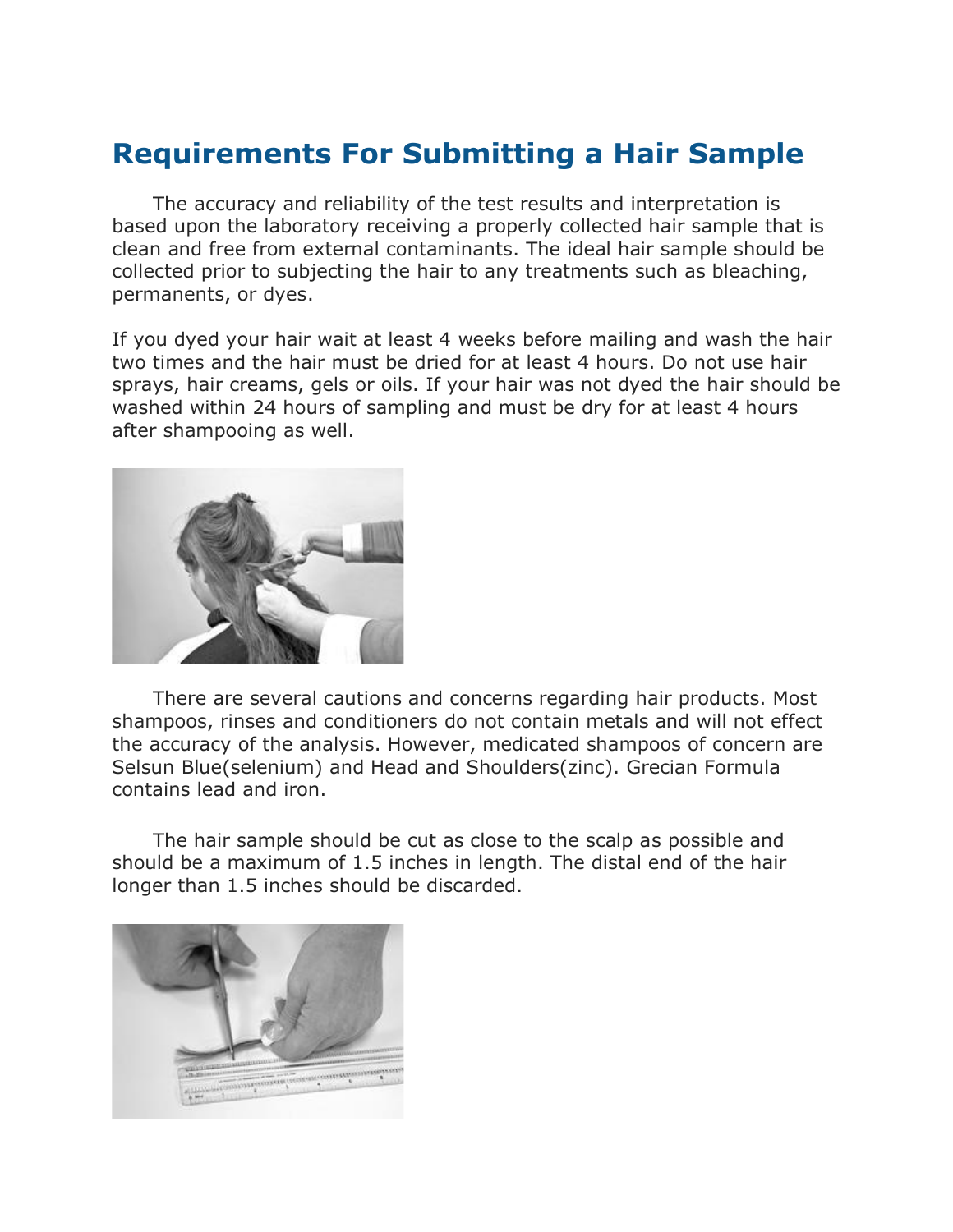# Requirements For Submitting a Hair Sample

The accuracy and reliability of the test results and interpretation is based upon the laboratory receiving a properly collected hair sample that is clean and free from external contaminants. The ideal hair sample should be collected prior to subjecting the hair to any treatments such as bleaching, permanents, or dyes.

If you dyed your hair wait at least 4 weeks before mailing and wash the hair two times and the hair must be dried for at least 4 hours. Do not use hair sprays, hair creams, gels or oils. If your hair was not dyed the hair should be washed within 24 hours of sampling and must be dry for at least 4 hours after shampooing as well.

There are several cautions and concerns regarding hair products. Most shampoos, rinses and conditioners do not contain metals and will not effect the accuracy of the analysis. However, medicated shampoos of concern are Selsun Blue(selenium) and Head and Shoulders(zinc). Grecian Formula contains lead and iron.

The hair sample should be cut as close to the scalp as possible and should be a maximum of 1.5 inches in length. The distal end of the hair longer than 1.5 inches should be discarded.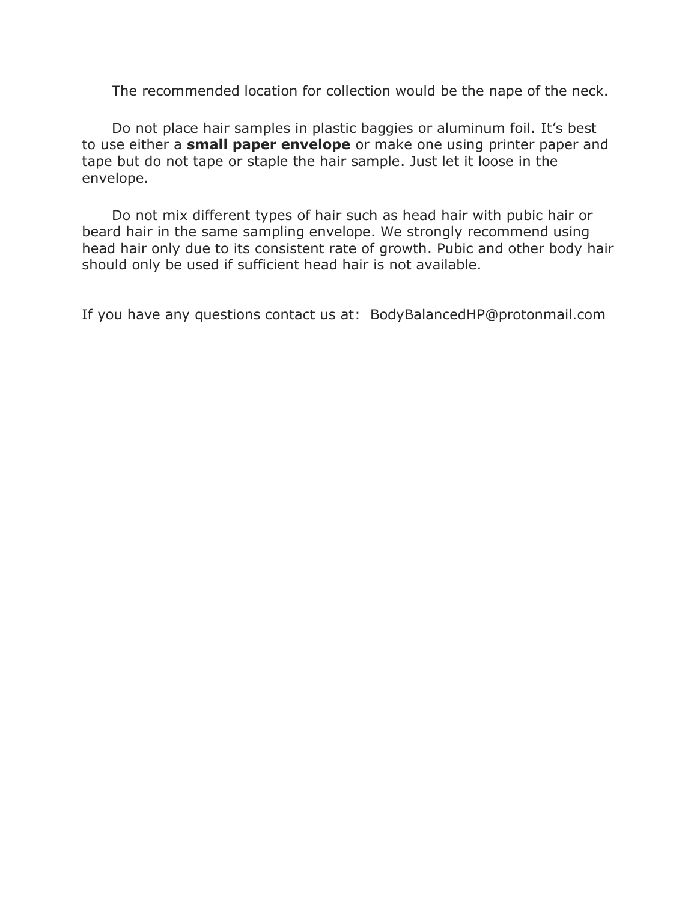The recommended location for collection would be the nape of the neck.

Do not place hair samples in plastic baggies or aluminum foil. It's best to use either a **small paper envelope** or make one using printer paper and tape but do not tape or staple the hair sample. Just let it loose in the envelope.

Do not mix different types of hair such as head hair with pubic hair or beard hair in the same sampling envelope. We strongly recommend using head hair only due to its consistent rate of growth. Pubic and other body hair should only be used if sufficient head hair is not available.

If you have any questions contact us at: BodyBalancedHP@protonmail.com